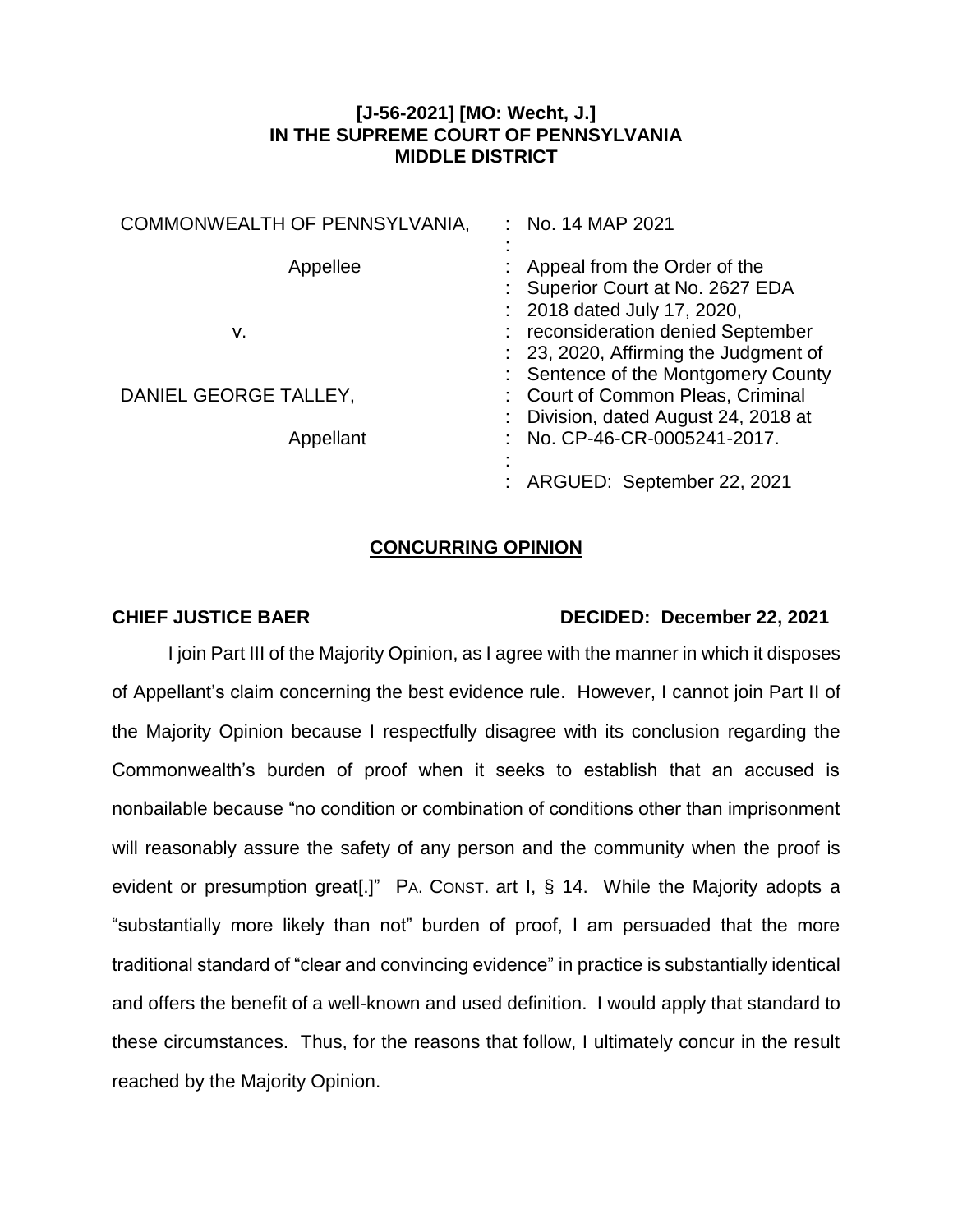**[J-56-2021] [MO: Wecht, J.]**
**IN THE SUPREME COURT OF PENNSYLVANIA**
**MIDDLE DISTRICT**

| | |
|---|---|
| COMMONWEALTH OF PENNSYLVANIA, | : No. 14 MAP 2021 |
| Appellee | : Appeal from the Order of the Superior Court at No. 2627 EDA 2018 dated July 17, 2020, reconsideration denied September 23, 2020, Affirming the Judgment of Sentence of the Montgomery County Court of Common Pleas, Criminal Division, dated August 24, 2018 at No. CP-46-CR-0005241-2017. |
| v. | |
| DANIEL GEORGE TALLEY, | |
| Appellant | : ARGUED: September 22, 2021 |

**CONCURRING OPINION**

**CHIEF JUSTICE BAER** **DECIDED: December 22, 2021**

I join Part III of the Majority Opinion, as I agree with the manner in which it disposes of Appellant's claim concerning the best evidence rule. However, I cannot join Part II of the Majority Opinion because I respectfully disagree with its conclusion regarding the Commonwealth's burden of proof when it seeks to establish that an accused is nonbailable because "no condition or combination of conditions other than imprisonment will reasonably assure the safety of any person and the community when the proof is evident or presumption great[.]" PA. CONST. art I, § 14. While the Majority adopts a "substantially more likely than not" burden of proof, I am persuaded that the more traditional standard of "clear and convincing evidence" in practice is substantially identical and offers the benefit of a well-known and used definition. I would apply that standard to these circumstances. Thus, for the reasons that follow, I ultimately concur in the result reached by the Majority Opinion.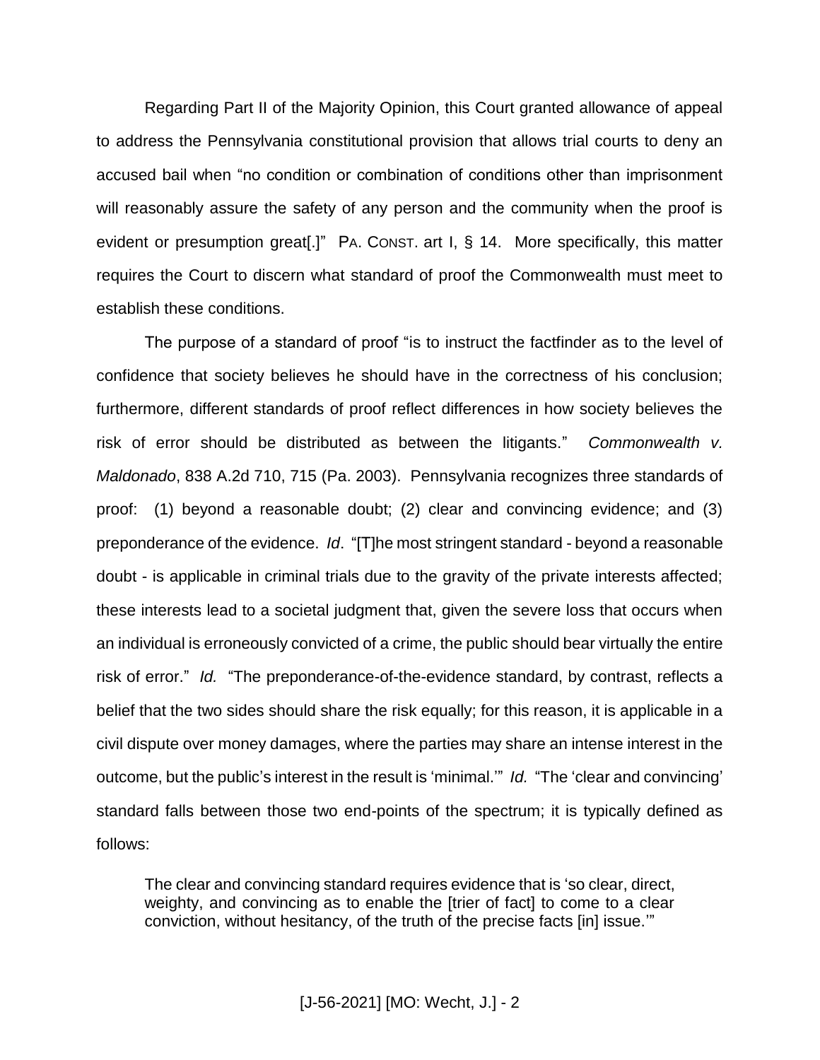Regarding Part II of the Majority Opinion, this Court granted allowance of appeal to address the Pennsylvania constitutional provision that allows trial courts to deny an accused bail when "no condition or combination of conditions other than imprisonment will reasonably assure the safety of any person and the community when the proof is evident or presumption great[.]" PA. CONST. art I, § 14. More specifically, this matter requires the Court to discern what standard of proof the Commonwealth must meet to establish these conditions.

The purpose of a standard of proof "is to instruct the factfinder as to the level of confidence that society believes he should have in the correctness of his conclusion; furthermore, different standards of proof reflect differences in how society believes the risk of error should be distributed as between the litigants." *Commonwealth v. Maldonado*, 838 A.2d 710, 715 (Pa. 2003). Pennsylvania recognizes three standards of proof: (1) beyond a reasonable doubt; (2) clear and convincing evidence; and (3) preponderance of the evidence. *Id*. "[T]he most stringent standard - beyond a reasonable doubt - is applicable in criminal trials due to the gravity of the private interests affected; these interests lead to a societal judgment that, given the severe loss that occurs when an individual is erroneously convicted of a crime, the public should bear virtually the entire risk of error." *Id.* "The preponderance-of-the-evidence standard, by contrast, reflects a belief that the two sides should share the risk equally; for this reason, it is applicable in a civil dispute over money damages, where the parties may share an intense interest in the outcome, but the public's interest in the result is 'minimal.'" *Id.* "The 'clear and convincing' standard falls between those two end-points of the spectrum; it is typically defined as follows:

> The clear and convincing standard requires evidence that is 'so clear, direct, weighty, and convincing as to enable the [trier of fact] to come to a clear conviction, without hesitancy, of the truth of the precise facts [in] issue.'"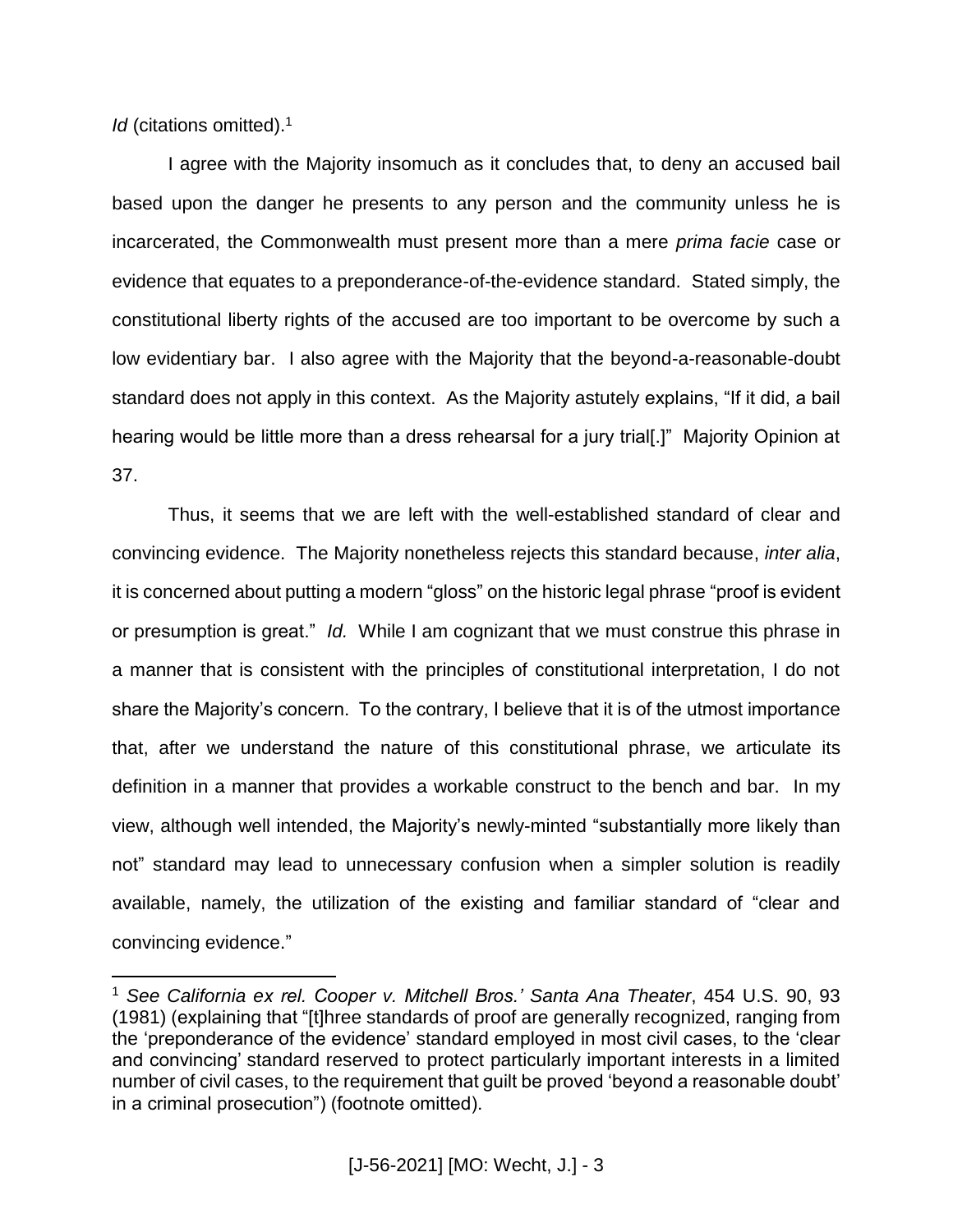*Id* (citations omitted).[1]

I agree with the Majority insomuch as it concludes that, to deny an accused bail based upon the danger he presents to any person and the community unless he is incarcerated, the Commonwealth must present more than a mere *prima facie* case or evidence that equates to a preponderance-of-the-evidence standard. Stated simply, the constitutional liberty rights of the accused are too important to be overcome by such a low evidentiary bar. I also agree with the Majority that the beyond-a-reasonable-doubt standard does not apply in this context. As the Majority astutely explains, "If it did, a bail hearing would be little more than a dress rehearsal for a jury trial[.]" Majority Opinion at 37.

Thus, it seems that we are left with the well-established standard of clear and convincing evidence. The Majority nonetheless rejects this standard because, *inter alia*, it is concerned about putting a modern "gloss" on the historic legal phrase "proof is evident or presumption is great." *Id.* While I am cognizant that we must construe this phrase in a manner that is consistent with the principles of constitutional interpretation, I do not share the Majority's concern. To the contrary, I believe that it is of the utmost importance that, after we understand the nature of this constitutional phrase, we articulate its definition in a manner that provides a workable construct to the bench and bar. In my view, although well intended, the Majority's newly-minted "substantially more likely than not" standard may lead to unnecessary confusion when a simpler solution is readily available, namely, the utilization of the existing and familiar standard of "clear and convincing evidence."

---

[1] *See California ex rel. Cooper v. Mitchell Bros.' Santa Ana Theater*, 454 U.S. 90, 93 (1981) (explaining that "[t]hree standards of proof are generally recognized, ranging from the 'preponderance of the evidence' standard employed in most civil cases, to the 'clear and convincing' standard reserved to protect particularly important interests in a limited number of civil cases, to the requirement that guilt be proved 'beyond a reasonable doubt' in a criminal prosecution") (footnote omitted).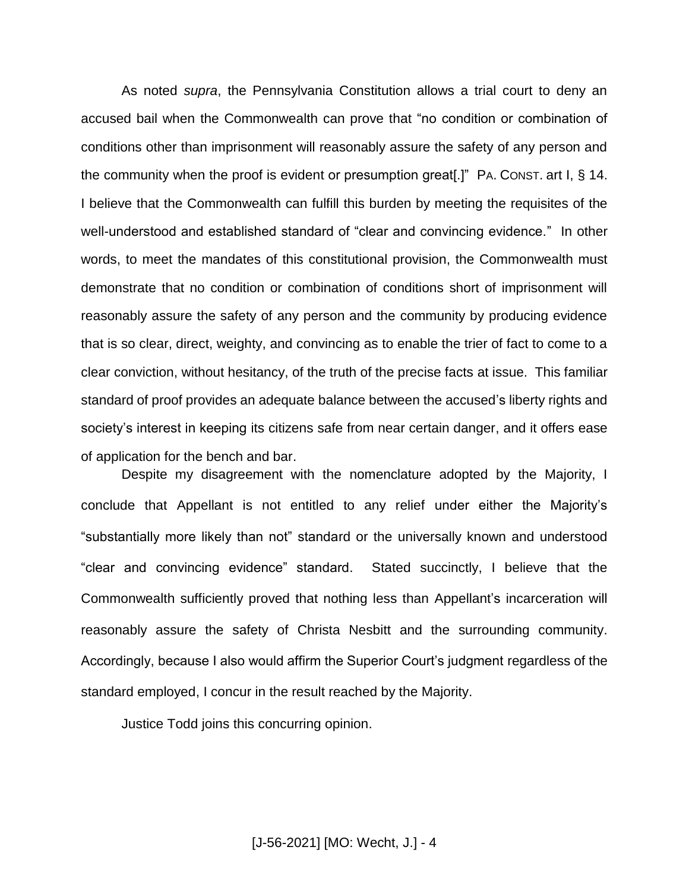As noted *supra*, the Pennsylvania Constitution allows a trial court to deny an accused bail when the Commonwealth can prove that "no condition or combination of conditions other than imprisonment will reasonably assure the safety of any person and the community when the proof is evident or presumption great[.]" PA. CONST. art I, § 14. I believe that the Commonwealth can fulfill this burden by meeting the requisites of the well-understood and established standard of "clear and convincing evidence." In other words, to meet the mandates of this constitutional provision, the Commonwealth must demonstrate that no condition or combination of conditions short of imprisonment will reasonably assure the safety of any person and the community by producing evidence that is so clear, direct, weighty, and convincing as to enable the trier of fact to come to a clear conviction, without hesitancy, of the truth of the precise facts at issue. This familiar standard of proof provides an adequate balance between the accused's liberty rights and society's interest in keeping its citizens safe from near certain danger, and it offers ease of application for the bench and bar.

Despite my disagreement with the nomenclature adopted by the Majority, I conclude that Appellant is not entitled to any relief under either the Majority's "substantially more likely than not" standard or the universally known and understood "clear and convincing evidence" standard. Stated succinctly, I believe that the Commonwealth sufficiently proved that nothing less than Appellant's incarceration will reasonably assure the safety of Christa Nesbitt and the surrounding community. Accordingly, because I also would affirm the Superior Court's judgment regardless of the standard employed, I concur in the result reached by the Majority.

Justice Todd joins this concurring opinion.